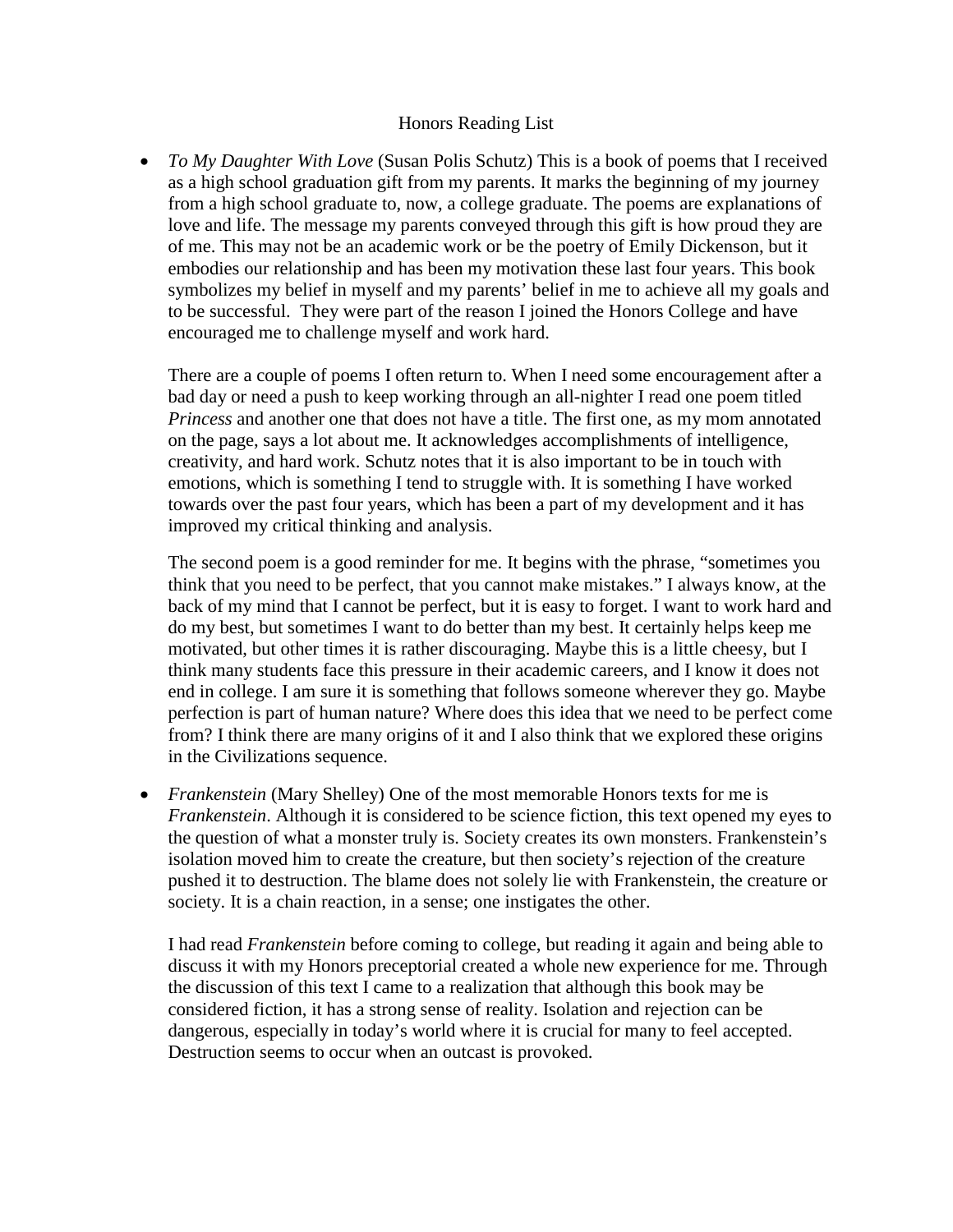Honors Reading List

- *To My Daughter With Love* (Susan Polis Schutz) This is a book of poems that I received as a high school graduation gift from my parents. It marks the beginning of my journey from a high school graduate to, now, a college graduate. The poems are explanations of love and life. The message my parents conveyed through this gift is how proud they are of me. This may not be an academic work or be the poetry of Emily Dickenson, but it embodies our relationship and has been my motivation these last four years. This book symbolizes my belief in myself and my parents' belief in me to achieve all my goals and to be successful. They were part of the reason I joined the Honors College and have encouraged me to challenge myself and work hard.

  There are a couple of poems I often return to. When I need some encouragement after a bad day or need a push to keep working through an all-nighter I read one poem titled *Princess* and another one that does not have a title. The first one, as my mom annotated on the page, says a lot about me. It acknowledges accomplishments of intelligence, creativity, and hard work. Schutz notes that it is also important to be in touch with emotions, which is something I tend to struggle with. It is something I have worked towards over the past four years, which has been a part of my development and it has improved my critical thinking and analysis.

  The second poem is a good reminder for me. It begins with the phrase, "sometimes you think that you need to be perfect, that you cannot make mistakes." I always know, at the back of my mind that I cannot be perfect, but it is easy to forget. I want to work hard and do my best, but sometimes I want to do better than my best. It certainly helps keep me motivated, but other times it is rather discouraging. Maybe this is a little cheesy, but I think many students face this pressure in their academic careers, and I know it does not end in college. I am sure it is something that follows someone wherever they go. Maybe perfection is part of human nature? Where does this idea that we need to be perfect come from? I think there are many origins of it and I also think that we explored these origins in the Civilizations sequence.

- *Frankenstein* (Mary Shelley) One of the most memorable Honors texts for me is *Frankenstein*. Although it is considered to be science fiction, this text opened my eyes to the question of what a monster truly is. Society creates its own monsters. Frankenstein's isolation moved him to create the creature, but then society's rejection of the creature pushed it to destruction. The blame does not solely lie with Frankenstein, the creature or society. It is a chain reaction, in a sense; one instigates the other.

  I had read *Frankenstein* before coming to college, but reading it again and being able to discuss it with my Honors preceptorial created a whole new experience for me. Through the discussion of this text I came to a realization that although this book may be considered fiction, it has a strong sense of reality. Isolation and rejection can be dangerous, especially in today's world where it is crucial for many to feel accepted. Destruction seems to occur when an outcast is provoked.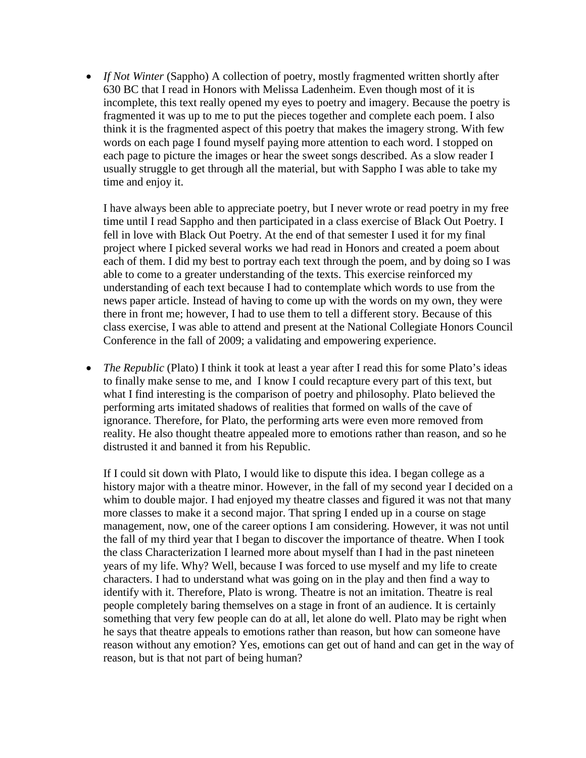- *If Not Winter* (Sappho) A collection of poetry, mostly fragmented written shortly after 630 BC that I read in Honors with Melissa Ladenheim. Even though most of it is incomplete, this text really opened my eyes to poetry and imagery. Because the poetry is fragmented it was up to me to put the pieces together and complete each poem. I also think it is the fragmented aspect of this poetry that makes the imagery strong. With few words on each page I found myself paying more attention to each word. I stopped on each page to picture the images or hear the sweet songs described. As a slow reader I usually struggle to get through all the material, but with Sappho I was able to take my time and enjoy it.

  I have always been able to appreciate poetry, but I never wrote or read poetry in my free time until I read Sappho and then participated in a class exercise of Black Out Poetry. I fell in love with Black Out Poetry. At the end of that semester I used it for my final project where I picked several works we had read in Honors and created a poem about each of them. I did my best to portray each text through the poem, and by doing so I was able to come to a greater understanding of the texts. This exercise reinforced my understanding of each text because I had to contemplate which words to use from the news paper article. Instead of having to come up with the words on my own, they were there in front me; however, I had to use them to tell a different story. Because of this class exercise, I was able to attend and present at the National Collegiate Honors Council Conference in the fall of 2009; a validating and empowering experience.

- *The Republic* (Plato) I think it took at least a year after I read this for some Plato's ideas to finally make sense to me, and I know I could recapture every part of this text, but what I find interesting is the comparison of poetry and philosophy. Plato believed the performing arts imitated shadows of realities that formed on walls of the cave of ignorance. Therefore, for Plato, the performing arts were even more removed from reality. He also thought theatre appealed more to emotions rather than reason, and so he distrusted it and banned it from his Republic.

  If I could sit down with Plato, I would like to dispute this idea. I began college as a history major with a theatre minor. However, in the fall of my second year I decided on a whim to double major. I had enjoyed my theatre classes and figured it was not that many more classes to make it a second major. That spring I ended up in a course on stage management, now, one of the career options I am considering. However, it was not until the fall of my third year that I began to discover the importance of theatre. When I took the class Characterization I learned more about myself than I had in the past nineteen years of my life. Why? Well, because I was forced to use myself and my life to create characters. I had to understand what was going on in the play and then find a way to identify with it. Therefore, Plato is wrong. Theatre is not an imitation. Theatre is real people completely baring themselves on a stage in front of an audience. It is certainly something that very few people can do at all, let alone do well. Plato may be right when he says that theatre appeals to emotions rather than reason, but how can someone have reason without any emotion? Yes, emotions can get out of hand and can get in the way of reason, but is that not part of being human?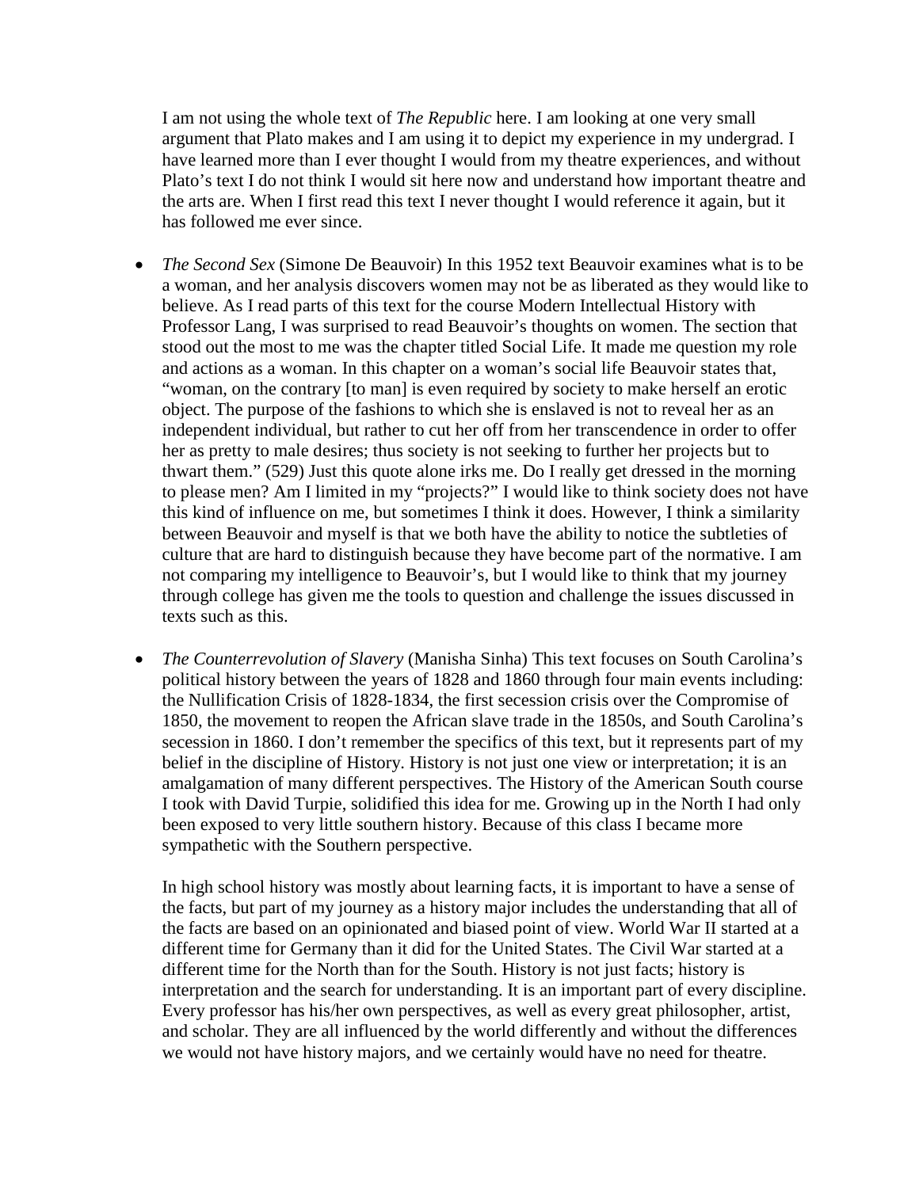I am not using the whole text of *The Republic* here. I am looking at one very small argument that Plato makes and I am using it to depict my experience in my undergrad. I have learned more than I ever thought I would from my theatre experiences, and without Plato's text I do not think I would sit here now and understand how important theatre and the arts are. When I first read this text I never thought I would reference it again, but it has followed me ever since.

- *The Second Sex* (Simone De Beauvoir) In this 1952 text Beauvoir examines what is to be a woman, and her analysis discovers women may not be as liberated as they would like to believe. As I read parts of this text for the course Modern Intellectual History with Professor Lang, I was surprised to read Beauvoir's thoughts on women. The section that stood out the most to me was the chapter titled Social Life. It made me question my role and actions as a woman. In this chapter on a woman's social life Beauvoir states that, "woman, on the contrary [to man] is even required by society to make herself an erotic object. The purpose of the fashions to which she is enslaved is not to reveal her as an independent individual, but rather to cut her off from her transcendence in order to offer her as pretty to male desires; thus society is not seeking to further her projects but to thwart them." (529) Just this quote alone irks me. Do I really get dressed in the morning to please men? Am I limited in my "projects?" I would like to think society does not have this kind of influence on me, but sometimes I think it does. However, I think a similarity between Beauvoir and myself is that we both have the ability to notice the subtleties of culture that are hard to distinguish because they have become part of the normative. I am not comparing my intelligence to Beauvoir's, but I would like to think that my journey through college has given me the tools to question and challenge the issues discussed in texts such as this.

- *The Counterrevolution of Slavery* (Manisha Sinha) This text focuses on South Carolina's political history between the years of 1828 and 1860 through four main events including: the Nullification Crisis of 1828-1834, the first secession crisis over the Compromise of 1850, the movement to reopen the African slave trade in the 1850s, and South Carolina's secession in 1860. I don't remember the specifics of this text, but it represents part of my belief in the discipline of History. History is not just one view or interpretation; it is an amalgamation of many different perspectives. The History of the American South course I took with David Turpie, solidified this idea for me. Growing up in the North I had only been exposed to very little southern history. Because of this class I became more sympathetic with the Southern perspective.

  In high school history was mostly about learning facts, it is important to have a sense of the facts, but part of my journey as a history major includes the understanding that all of the facts are based on an opinionated and biased point of view. World War II started at a different time for Germany than it did for the United States. The Civil War started at a different time for the North than for the South. History is not just facts; history is interpretation and the search for understanding. It is an important part of every discipline. Every professor has his/her own perspectives, as well as every great philosopher, artist, and scholar. They are all influenced by the world differently and without the differences we would not have history majors, and we certainly would have no need for theatre.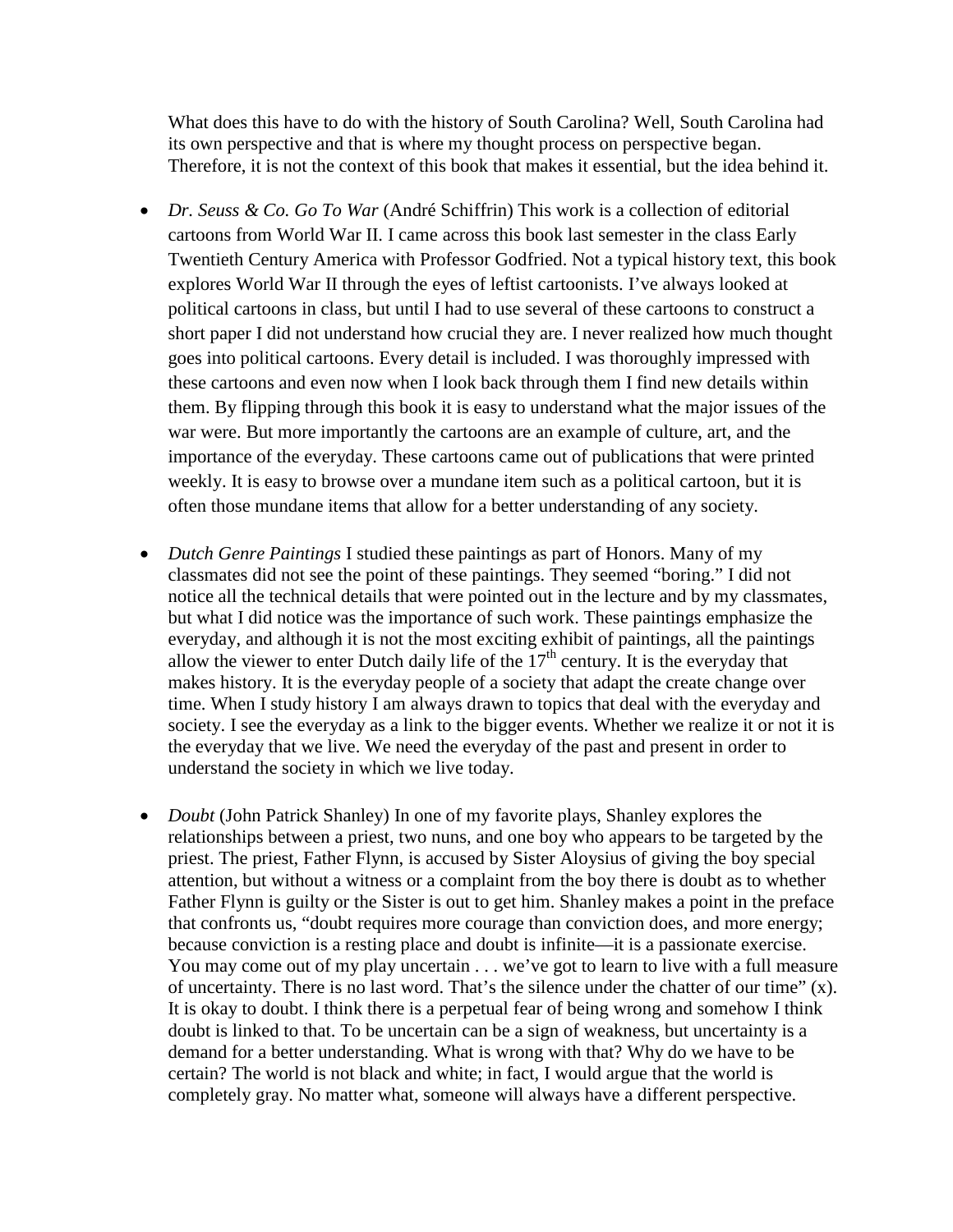What does this have to do with the history of South Carolina? Well, South Carolina had its own perspective and that is where my thought process on perspective began. Therefore, it is not the context of this book that makes it essential, but the idea behind it.

- *Dr. Seuss & Co. Go To War* (André Schiffrin) This work is a collection of editorial cartoons from World War II. I came across this book last semester in the class Early Twentieth Century America with Professor Godfried. Not a typical history text, this book explores World War II through the eyes of leftist cartoonists. I've always looked at political cartoons in class, but until I had to use several of these cartoons to construct a short paper I did not understand how crucial they are. I never realized how much thought goes into political cartoons. Every detail is included. I was thoroughly impressed with these cartoons and even now when I look back through them I find new details within them. By flipping through this book it is easy to understand what the major issues of the war were. But more importantly the cartoons are an example of culture, art, and the importance of the everyday. These cartoons came out of publications that were printed weekly. It is easy to browse over a mundane item such as a political cartoon, but it is often those mundane items that allow for a better understanding of any society.

- *Dutch Genre Paintings* I studied these paintings as part of Honors. Many of my classmates did not see the point of these paintings. They seemed "boring." I did not notice all the technical details that were pointed out in the lecture and by my classmates, but what I did notice was the importance of such work. These paintings emphasize the everyday, and although it is not the most exciting exhibit of paintings, all the paintings allow the viewer to enter Dutch daily life of the 17th century. It is the everyday that makes history. It is the everyday people of a society that adapt the create change over time. When I study history I am always drawn to topics that deal with the everyday and society. I see the everyday as a link to the bigger events. Whether we realize it or not it is the everyday that we live. We need the everyday of the past and present in order to understand the society in which we live today.

- *Doubt* (John Patrick Shanley) In one of my favorite plays, Shanley explores the relationships between a priest, two nuns, and one boy who appears to be targeted by the priest. The priest, Father Flynn, is accused by Sister Aloysius of giving the boy special attention, but without a witness or a complaint from the boy there is doubt as to whether Father Flynn is guilty or the Sister is out to get him. Shanley makes a point in the preface that confronts us, "doubt requires more courage than conviction does, and more energy; because conviction is a resting place and doubt is infinite—it is a passionate exercise. You may come out of my play uncertain . . . we've got to learn to live with a full measure of uncertainty. There is no last word. That's the silence under the chatter of our time" (x). It is okay to doubt. I think there is a perpetual fear of being wrong and somehow I think doubt is linked to that. To be uncertain can be a sign of weakness, but uncertainty is a demand for a better understanding. What is wrong with that? Why do we have to be certain? The world is not black and white; in fact, I would argue that the world is completely gray. No matter what, someone will always have a different perspective.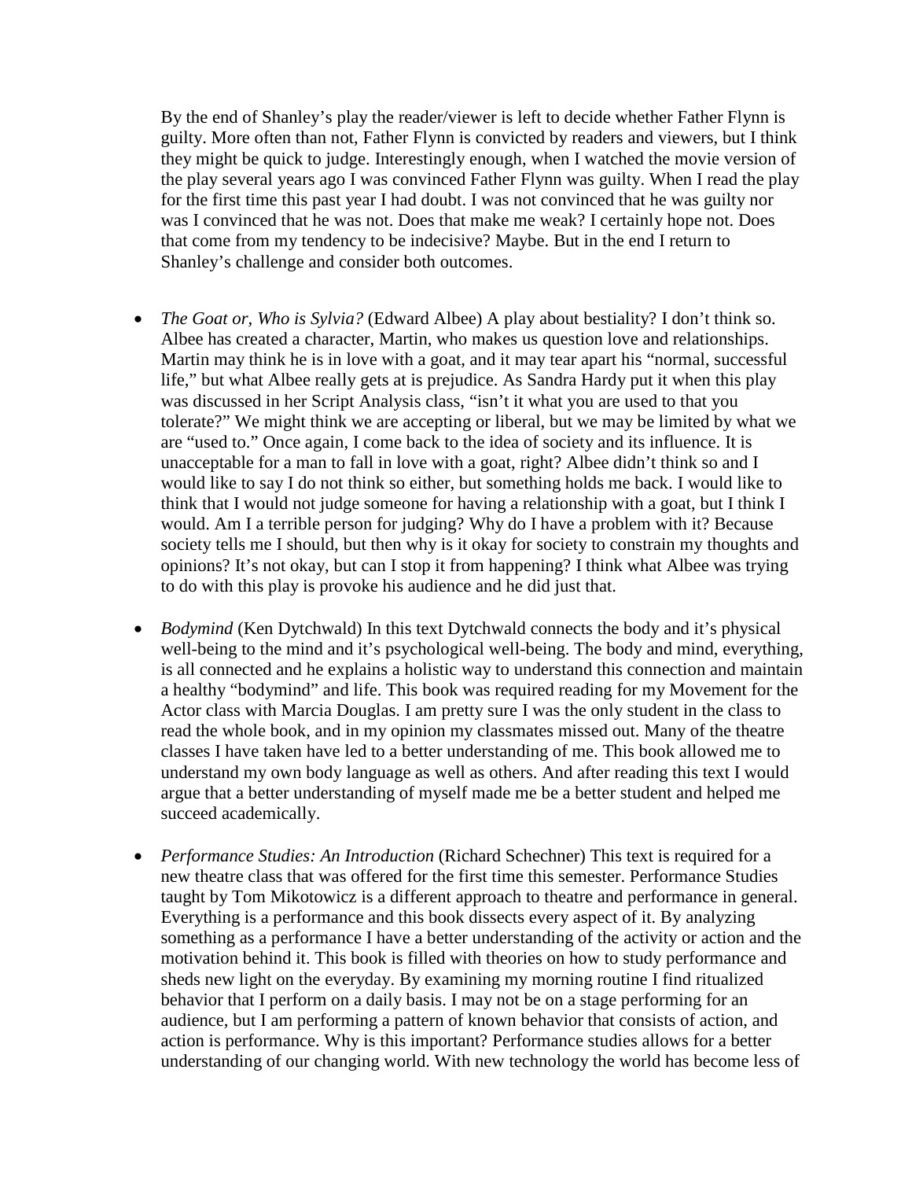By the end of Shanley's play the reader/viewer is left to decide whether Father Flynn is guilty. More often than not, Father Flynn is convicted by readers and viewers, but I think they might be quick to judge. Interestingly enough, when I watched the movie version of the play several years ago I was convinced Father Flynn was guilty. When I read the play for the first time this past year I had doubt. I was not convinced that he was guilty nor was I convinced that he was not. Does that make me weak? I certainly hope not. Does that come from my tendency to be indecisive? Maybe. But in the end I return to Shanley's challenge and consider both outcomes.

- *The Goat or, Who is Sylvia?* (Edward Albee) A play about bestiality? I don't think so. Albee has created a character, Martin, who makes us question love and relationships. Martin may think he is in love with a goat, and it may tear apart his "normal, successful life," but what Albee really gets at is prejudice. As Sandra Hardy put it when this play was discussed in her Script Analysis class, "isn't it what you are used to that you tolerate?" We might think we are accepting or liberal, but we may be limited by what we are "used to." Once again, I come back to the idea of society and its influence. It is unacceptable for a man to fall in love with a goat, right? Albee didn't think so and I would like to say I do not think so either, but something holds me back. I would like to think that I would not judge someone for having a relationship with a goat, but I think I would. Am I a terrible person for judging? Why do I have a problem with it? Because society tells me I should, but then why is it okay for society to constrain my thoughts and opinions? It's not okay, but can I stop it from happening? I think what Albee was trying to do with this play is provoke his audience and he did just that.

- *Bodymind* (Ken Dytchwald) In this text Dytchwald connects the body and it's physical well-being to the mind and it's psychological well-being. The body and mind, everything, is all connected and he explains a holistic way to understand this connection and maintain a healthy "bodymind" and life. This book was required reading for my Movement for the Actor class with Marcia Douglas. I am pretty sure I was the only student in the class to read the whole book, and in my opinion my classmates missed out. Many of the theatre classes I have taken have led to a better understanding of me. This book allowed me to understand my own body language as well as others. And after reading this text I would argue that a better understanding of myself made me be a better student and helped me succeed academically.

- *Performance Studies: An Introduction* (Richard Schechner) This text is required for a new theatre class that was offered for the first time this semester. Performance Studies taught by Tom Mikotowicz is a different approach to theatre and performance in general. Everything is a performance and this book dissects every aspect of it. By analyzing something as a performance I have a better understanding of the activity or action and the motivation behind it. This book is filled with theories on how to study performance and sheds new light on the everyday. By examining my morning routine I find ritualized behavior that I perform on a daily basis. I may not be on a stage performing for an audience, but I am performing a pattern of known behavior that consists of action, and action is performance. Why is this important? Performance studies allows for a better understanding of our changing world. With new technology the world has become less of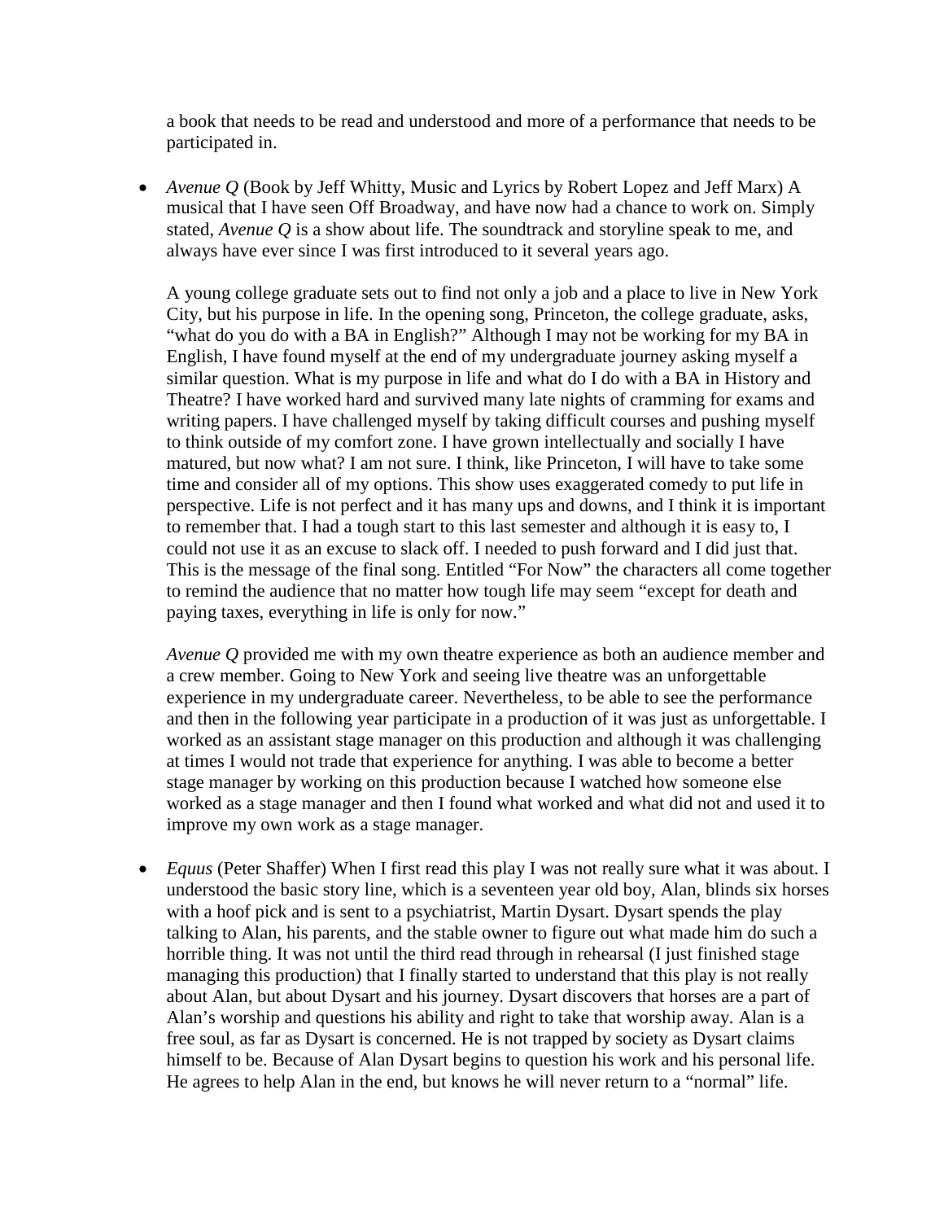a book that needs to be read and understood and more of a performance that needs to be participated in.

- *Avenue Q* (Book by Jeff Whitty, Music and Lyrics by Robert Lopez and Jeff Marx) A musical that I have seen Off Broadway, and have now had a chance to work on. Simply stated, *Avenue Q* is a show about life. The soundtrack and storyline speak to me, and always have ever since I was first introduced to it several years ago.

  A young college graduate sets out to find not only a job and a place to live in New York City, but his purpose in life. In the opening song, Princeton, the college graduate, asks, "what do you do with a BA in English?" Although I may not be working for my BA in English, I have found myself at the end of my undergraduate journey asking myself a similar question. What is my purpose in life and what do I do with a BA in History and Theatre? I have worked hard and survived many late nights of cramming for exams and writing papers. I have challenged myself by taking difficult courses and pushing myself to think outside of my comfort zone. I have grown intellectually and socially I have matured, but now what? I am not sure. I think, like Princeton, I will have to take some time and consider all of my options. This show uses exaggerated comedy to put life in perspective. Life is not perfect and it has many ups and downs, and I think it is important to remember that. I had a tough start to this last semester and although it is easy to, I could not use it as an excuse to slack off. I needed to push forward and I did just that. This is the message of the final song. Entitled "For Now" the characters all come together to remind the audience that no matter how tough life may seem "except for death and paying taxes, everything in life is only for now."

  *Avenue Q* provided me with my own theatre experience as both an audience member and a crew member. Going to New York and seeing live theatre was an unforgettable experience in my undergraduate career. Nevertheless, to be able to see the performance and then in the following year participate in a production of it was just as unforgettable. I worked as an assistant stage manager on this production and although it was challenging at times I would not trade that experience for anything. I was able to become a better stage manager by working on this production because I watched how someone else worked as a stage manager and then I found what worked and what did not and used it to improve my own work as a stage manager.

- *Equus* (Peter Shaffer) When I first read this play I was not really sure what it was about. I understood the basic story line, which is a seventeen year old boy, Alan, blinds six horses with a hoof pick and is sent to a psychiatrist, Martin Dysart. Dysart spends the play talking to Alan, his parents, and the stable owner to figure out what made him do such a horrible thing. It was not until the third read through in rehearsal (I just finished stage managing this production) that I finally started to understand that this play is not really about Alan, but about Dysart and his journey. Dysart discovers that horses are a part of Alan's worship and questions his ability and right to take that worship away. Alan is a free soul, as far as Dysart is concerned. He is not trapped by society as Dysart claims himself to be. Because of Alan Dysart begins to question his work and his personal life. He agrees to help Alan in the end, but knows he will never return to a "normal" life.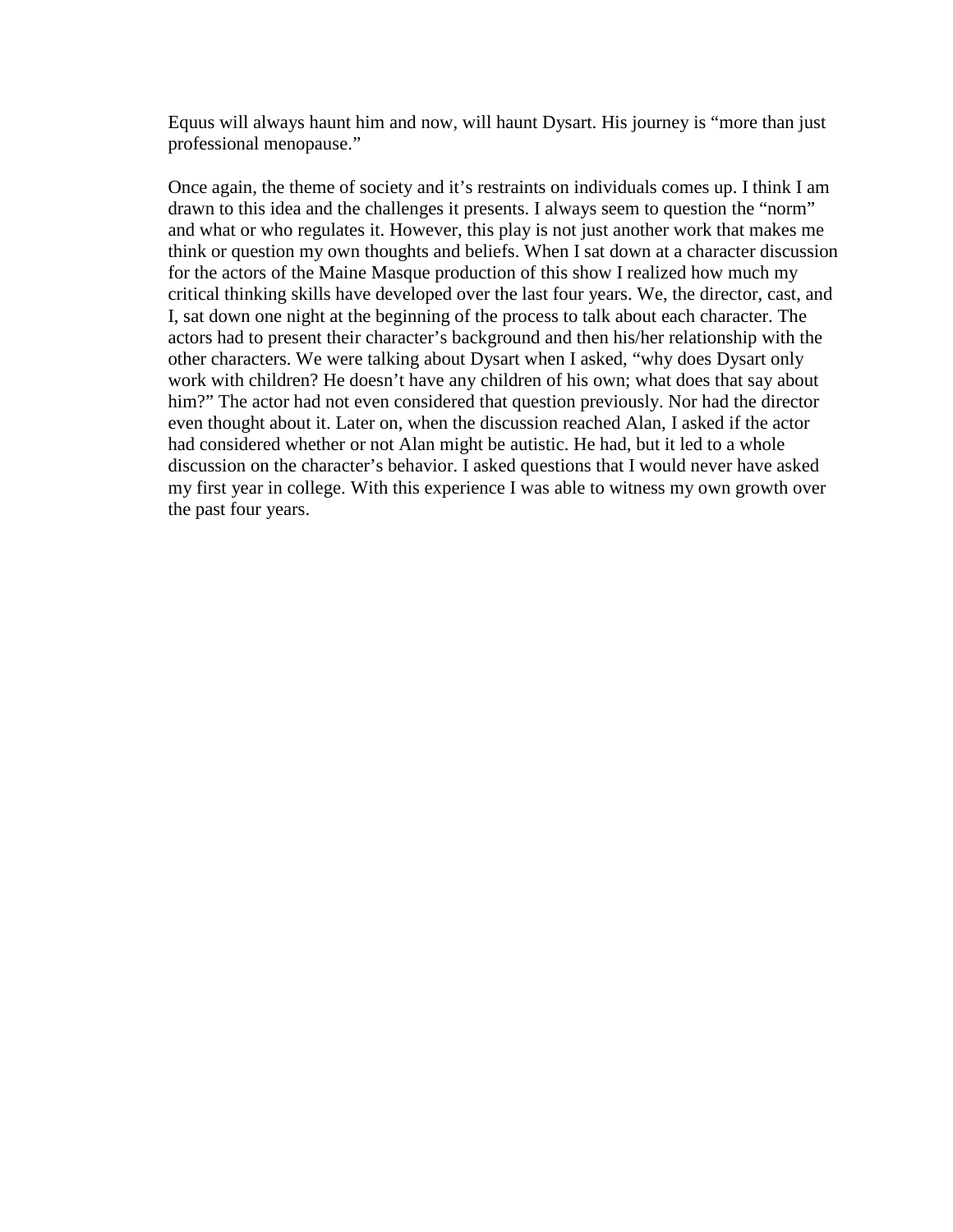Equus will always haunt him and now, will haunt Dysart. His journey is "more than just professional menopause."

Once again, the theme of society and it's restraints on individuals comes up. I think I am drawn to this idea and the challenges it presents. I always seem to question the "norm" and what or who regulates it. However, this play is not just another work that makes me think or question my own thoughts and beliefs. When I sat down at a character discussion for the actors of the Maine Masque production of this show I realized how much my critical thinking skills have developed over the last four years. We, the director, cast, and I, sat down one night at the beginning of the process to talk about each character. The actors had to present their character's background and then his/her relationship with the other characters. We were talking about Dysart when I asked, "why does Dysart only work with children? He doesn't have any children of his own; what does that say about him?" The actor had not even considered that question previously. Nor had the director even thought about it. Later on, when the discussion reached Alan, I asked if the actor had considered whether or not Alan might be autistic. He had, but it led to a whole discussion on the character's behavior. I asked questions that I would never have asked my first year in college. With this experience I was able to witness my own growth over the past four years.